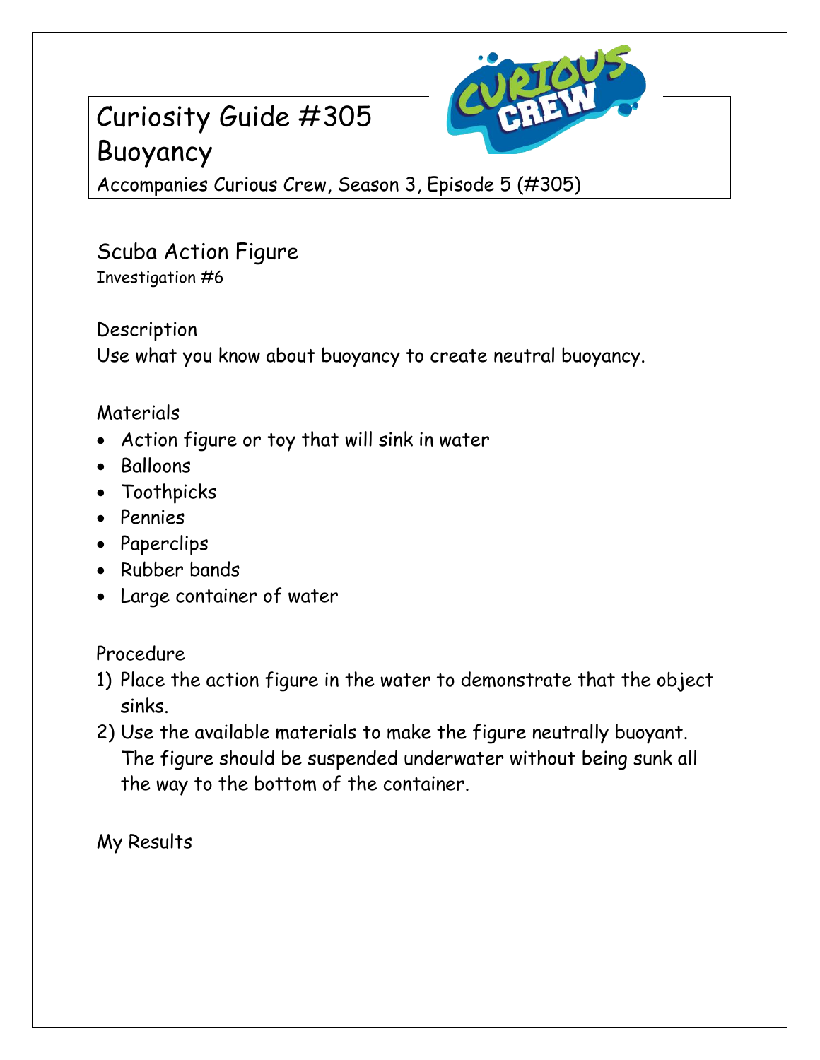# Curiosity Guide #305
# Buoyancy

Accompanies Curious Crew, Season 3, Episode 5 (#305)

## Scuba Action Figure

Investigation #6

### Description

Use what you know about buoyancy to create neutral buoyancy.

### Materials

- Action figure or toy that will sink in water
- Balloons
- Toothpicks
- Pennies
- Paperclips
- Rubber bands
- Large container of water

### Procedure

1) Place the action figure in the water to demonstrate that the object sinks.
2) Use the available materials to make the figure neutrally buoyant. The figure should be suspended underwater without being sunk all the way to the bottom of the container.

### My Results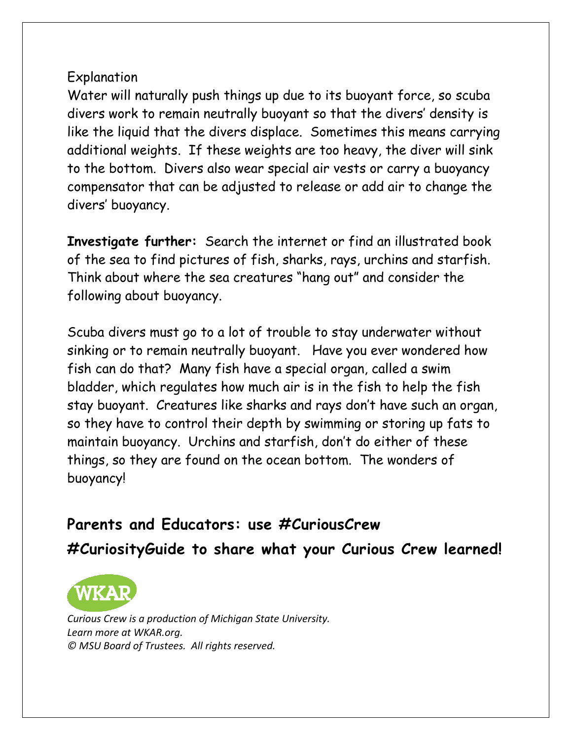Explanation

Water will naturally push things up due to its buoyant force, so scuba divers work to remain neutrally buoyant so that the divers' density is like the liquid that the divers displace. Sometimes this means carrying additional weights. If these weights are too heavy, the diver will sink to the bottom. Divers also wear special air vests or carry a buoyancy compensator that can be adjusted to release or add air to change the divers' buoyancy.

**Investigate further:** Search the internet or find an illustrated book of the sea to find pictures of fish, sharks, rays, urchins and starfish. Think about where the sea creatures "hang out" and consider the following about buoyancy.

Scuba divers must go to a lot of trouble to stay underwater without sinking or to remain neutrally buoyant. Have you ever wondered how fish can do that? Many fish have a special organ, called a swim bladder, which regulates how much air is in the fish to help the fish stay buoyant. Creatures like sharks and rays don't have such an organ, so they have to control their depth by swimming or storing up fats to maintain buoyancy. Urchins and starfish, don't do either of these things, so they are found on the ocean bottom. The wonders of buoyancy!

**Parents and Educators: use #CuriousCrew #CuriosityGuide to share what your Curious Crew learned!**

WKAR

*Curious Crew is a production of Michigan State University.*
*Learn more at WKAR.org.*
*© MSU Board of Trustees. All rights reserved.*